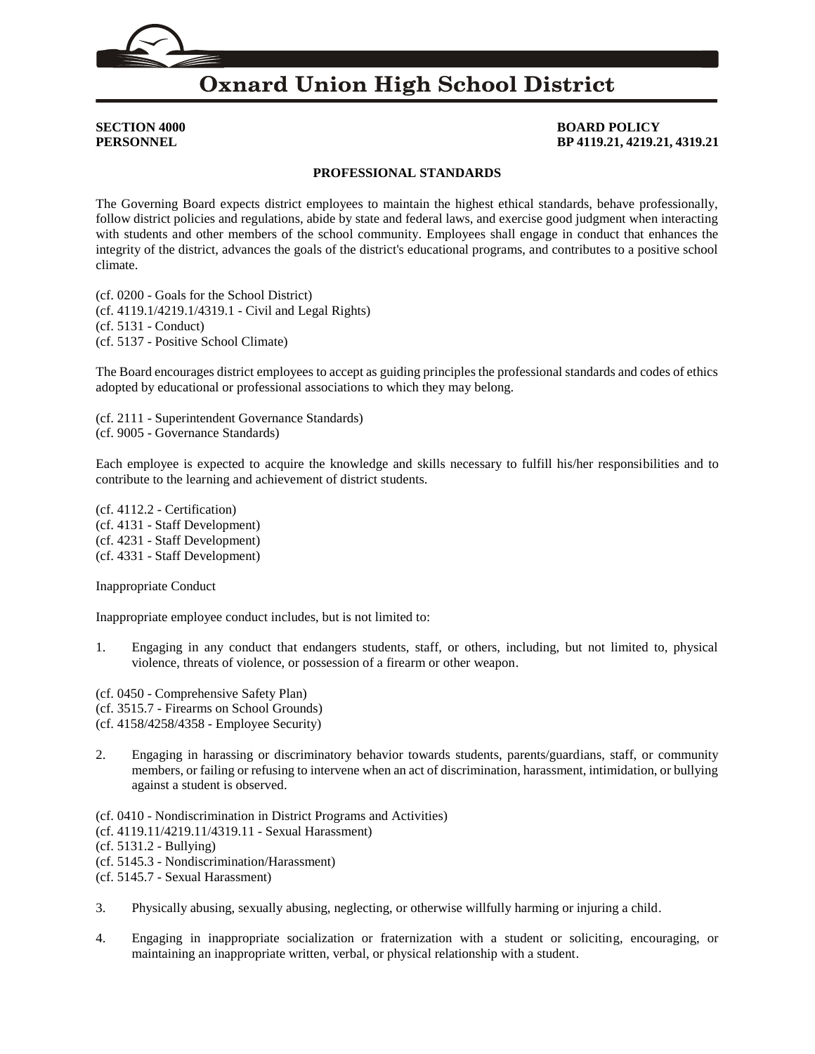# Oxnard Union High School District

**SECTION 4000**
**PERSONNEL**

**BOARD POLICY**
**BP 4119.21, 4219.21, 4319.21**

## PROFESSIONAL STANDARDS

The Governing Board expects district employees to maintain the highest ethical standards, behave professionally, follow district policies and regulations, abide by state and federal laws, and exercise good judgment when interacting with students and other members of the school community. Employees shall engage in conduct that enhances the integrity of the district, advances the goals of the district's educational programs, and contributes to a positive school climate.

(cf. 0200 - Goals for the School District)
(cf. 4119.1/4219.1/4319.1 - Civil and Legal Rights)
(cf. 5131 - Conduct)
(cf. 5137 - Positive School Climate)

The Board encourages district employees to accept as guiding principles the professional standards and codes of ethics adopted by educational or professional associations to which they may belong.

(cf. 2111 - Superintendent Governance Standards)
(cf. 9005 - Governance Standards)

Each employee is expected to acquire the knowledge and skills necessary to fulfill his/her responsibilities and to contribute to the learning and achievement of district students.

(cf. 4112.2 - Certification)
(cf. 4131 - Staff Development)
(cf. 4231 - Staff Development)
(cf. 4331 - Staff Development)

Inappropriate Conduct

Inappropriate employee conduct includes, but is not limited to:

1. Engaging in any conduct that endangers students, staff, or others, including, but not limited to, physical violence, threats of violence, or possession of a firearm or other weapon.

(cf. 0450 - Comprehensive Safety Plan)
(cf. 3515.7 - Firearms on School Grounds)
(cf. 4158/4258/4358 - Employee Security)

2. Engaging in harassing or discriminatory behavior towards students, parents/guardians, staff, or community members, or failing or refusing to intervene when an act of discrimination, harassment, intimidation, or bullying against a student is observed.

(cf. 0410 - Nondiscrimination in District Programs and Activities)
(cf. 4119.11/4219.11/4319.11 - Sexual Harassment)
(cf. 5131.2 - Bullying)
(cf. 5145.3 - Nondiscrimination/Harassment)
(cf. 5145.7 - Sexual Harassment)

3. Physically abusing, sexually abusing, neglecting, or otherwise willfully harming or injuring a child.

4. Engaging in inappropriate socialization or fraternization with a student or soliciting, encouraging, or maintaining an inappropriate written, verbal, or physical relationship with a student.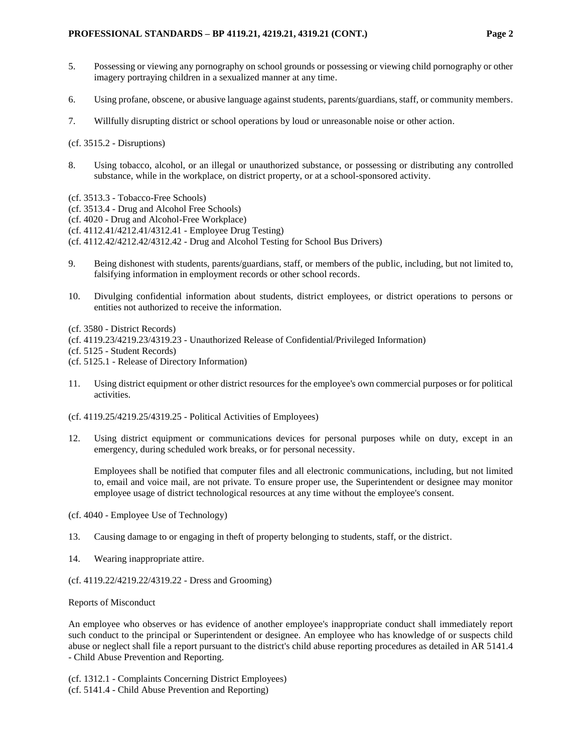5. Possessing or viewing any pornography on school grounds or possessing or viewing child pornography or other imagery portraying children in a sexualized manner at any time.

6. Using profane, obscene, or abusive language against students, parents/guardians, staff, or community members.

7. Willfully disrupting district or school operations by loud or unreasonable noise or other action.

(cf. 3515.2 - Disruptions)

8. Using tobacco, alcohol, or an illegal or unauthorized substance, or possessing or distributing any controlled substance, while in the workplace, on district property, or at a school-sponsored activity.

(cf. 3513.3 - Tobacco-Free Schools)
(cf. 3513.4 - Drug and Alcohol Free Schools)
(cf. 4020 - Drug and Alcohol-Free Workplace)
(cf. 4112.41/4212.41/4312.41 - Employee Drug Testing)
(cf. 4112.42/4212.42/4312.42 - Drug and Alcohol Testing for School Bus Drivers)

9. Being dishonest with students, parents/guardians, staff, or members of the public, including, but not limited to, falsifying information in employment records or other school records.

10. Divulging confidential information about students, district employees, or district operations to persons or entities not authorized to receive the information.

(cf. 3580 - District Records)
(cf. 4119.23/4219.23/4319.23 - Unauthorized Release of Confidential/Privileged Information)
(cf. 5125 - Student Records)
(cf. 5125.1 - Release of Directory Information)

11. Using district equipment or other district resources for the employee's own commercial purposes or for political activities.

(cf. 4119.25/4219.25/4319.25 - Political Activities of Employees)

12. Using district equipment or communications devices for personal purposes while on duty, except in an emergency, during scheduled work breaks, or for personal necessity.

    Employees shall be notified that computer files and all electronic communications, including, but not limited to, email and voice mail, are not private. To ensure proper use, the Superintendent or designee may monitor employee usage of district technological resources at any time without the employee's consent.

(cf. 4040 - Employee Use of Technology)

13. Causing damage to or engaging in theft of property belonging to students, staff, or the district.

14. Wearing inappropriate attire.

(cf. 4119.22/4219.22/4319.22 - Dress and Grooming)

Reports of Misconduct

An employee who observes or has evidence of another employee's inappropriate conduct shall immediately report such conduct to the principal or Superintendent or designee. An employee who has knowledge of or suspects child abuse or neglect shall file a report pursuant to the district's child abuse reporting procedures as detailed in AR 5141.4 - Child Abuse Prevention and Reporting.

(cf. 1312.1 - Complaints Concerning District Employees)
(cf. 5141.4 - Child Abuse Prevention and Reporting)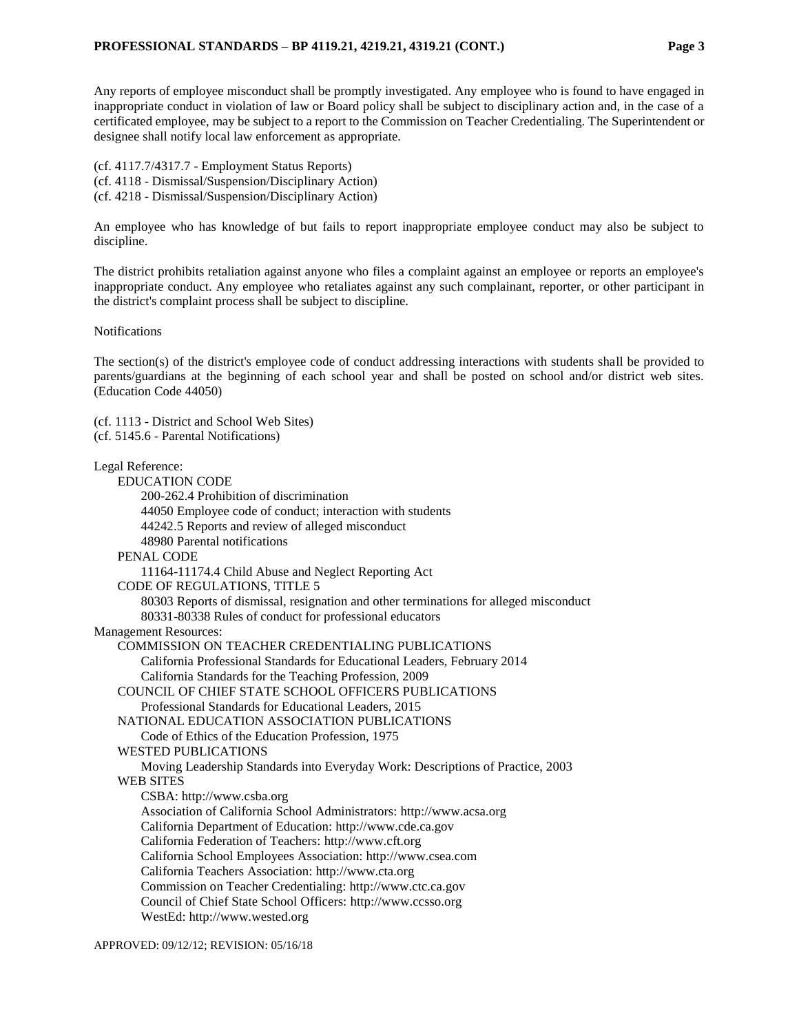Any reports of employee misconduct shall be promptly investigated. Any employee who is found to have engaged in inappropriate conduct in violation of law or Board policy shall be subject to disciplinary action and, in the case of a certificated employee, may be subject to a report to the Commission on Teacher Credentialing. The Superintendent or designee shall notify local law enforcement as appropriate.

(cf. 4117.7/4317.7 - Employment Status Reports)
(cf. 4118 - Dismissal/Suspension/Disciplinary Action)
(cf. 4218 - Dismissal/Suspension/Disciplinary Action)

An employee who has knowledge of but fails to report inappropriate employee conduct may also be subject to discipline.

The district prohibits retaliation against anyone who files a complaint against an employee or reports an employee's inappropriate conduct. Any employee who retaliates against any such complainant, reporter, or other participant in the district's complaint process shall be subject to discipline.

Notifications

The section(s) of the district's employee code of conduct addressing interactions with students shall be provided to parents/guardians at the beginning of each school year and shall be posted on school and/or district web sites. (Education Code 44050)

(cf. 1113 - District and School Web Sites)
(cf. 5145.6 - Parental Notifications)

Legal Reference:
- EDUCATION CODE
  - 200-262.4 Prohibition of discrimination
  - 44050 Employee code of conduct; interaction with students
  - 44242.5 Reports and review of alleged misconduct
  - 48980 Parental notifications
- PENAL CODE
  - 11164-11174.4 Child Abuse and Neglect Reporting Act
- CODE OF REGULATIONS, TITLE 5
  - 80303 Reports of dismissal, resignation and other terminations for alleged misconduct
  - 80331-80338 Rules of conduct for professional educators

Management Resources:
- COMMISSION ON TEACHER CREDENTIALING PUBLICATIONS
  - California Professional Standards for Educational Leaders, February 2014
  - California Standards for the Teaching Profession, 2009
- COUNCIL OF CHIEF STATE SCHOOL OFFICERS PUBLICATIONS
  - Professional Standards for Educational Leaders, 2015
- NATIONAL EDUCATION ASSOCIATION PUBLICATIONS
  - Code of Ethics of the Education Profession, 1975
- WESTED PUBLICATIONS
  - Moving Leadership Standards into Everyday Work: Descriptions of Practice, 2003
- WEB SITES
  - CSBA: http://www.csba.org
  - Association of California School Administrators: http://www.acsa.org
  - California Department of Education: http://www.cde.ca.gov
  - California Federation of Teachers: http://www.cft.org
  - California School Employees Association: http://www.csea.com
  - California Teachers Association: http://www.cta.org
  - Commission on Teacher Credentialing: http://www.ctc.ca.gov
  - Council of Chief State School Officers: http://www.ccsso.org
  - WestEd: http://www.wested.org

APPROVED: 09/12/12; REVISION: 05/16/18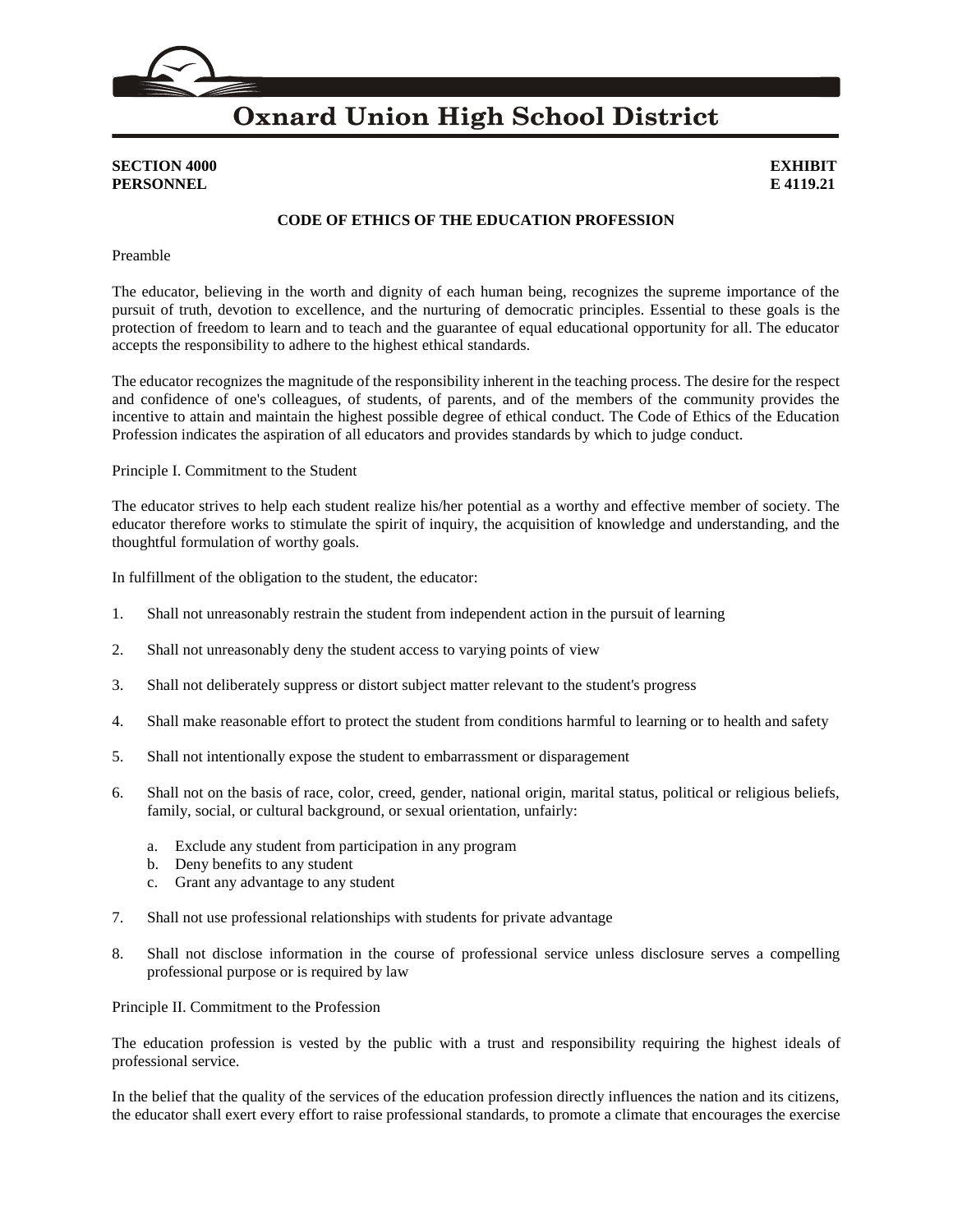**SECTION 4000**
**PERSONNEL**

**EXHIBIT**
**E 4119.21**

## CODE OF ETHICS OF THE EDUCATION PROFESSION

Preamble

The educator, believing in the worth and dignity of each human being, recognizes the supreme importance of the pursuit of truth, devotion to excellence, and the nurturing of democratic principles. Essential to these goals is the protection of freedom to learn and to teach and the guarantee of equal educational opportunity for all. The educator accepts the responsibility to adhere to the highest ethical standards.

The educator recognizes the magnitude of the responsibility inherent in the teaching process. The desire for the respect and confidence of one's colleagues, of students, of parents, and of the members of the community provides the incentive to attain and maintain the highest possible degree of ethical conduct. The Code of Ethics of the Education Profession indicates the aspiration of all educators and provides standards by which to judge conduct.

Principle I. Commitment to the Student

The educator strives to help each student realize his/her potential as a worthy and effective member of society. The educator therefore works to stimulate the spirit of inquiry, the acquisition of knowledge and understanding, and the thoughtful formulation of worthy goals.

In fulfillment of the obligation to the student, the educator:

1. Shall not unreasonably restrain the student from independent action in the pursuit of learning

2. Shall not unreasonably deny the student access to varying points of view

3. Shall not deliberately suppress or distort subject matter relevant to the student's progress

4. Shall make reasonable effort to protect the student from conditions harmful to learning or to health and safety

5. Shall not intentionally expose the student to embarrassment or disparagement

6. Shall not on the basis of race, color, creed, gender, national origin, marital status, political or religious beliefs, family, social, or cultural background, or sexual orientation, unfairly:

   a. Exclude any student from participation in any program
   b. Deny benefits to any student
   c. Grant any advantage to any student

7. Shall not use professional relationships with students for private advantage

8. Shall not disclose information in the course of professional service unless disclosure serves a compelling professional purpose or is required by law

Principle II. Commitment to the Profession

The education profession is vested by the public with a trust and responsibility requiring the highest ideals of professional service.

In the belief that the quality of the services of the education profession directly influences the nation and its citizens, the educator shall exert every effort to raise professional standards, to promote a climate that encourages the exercise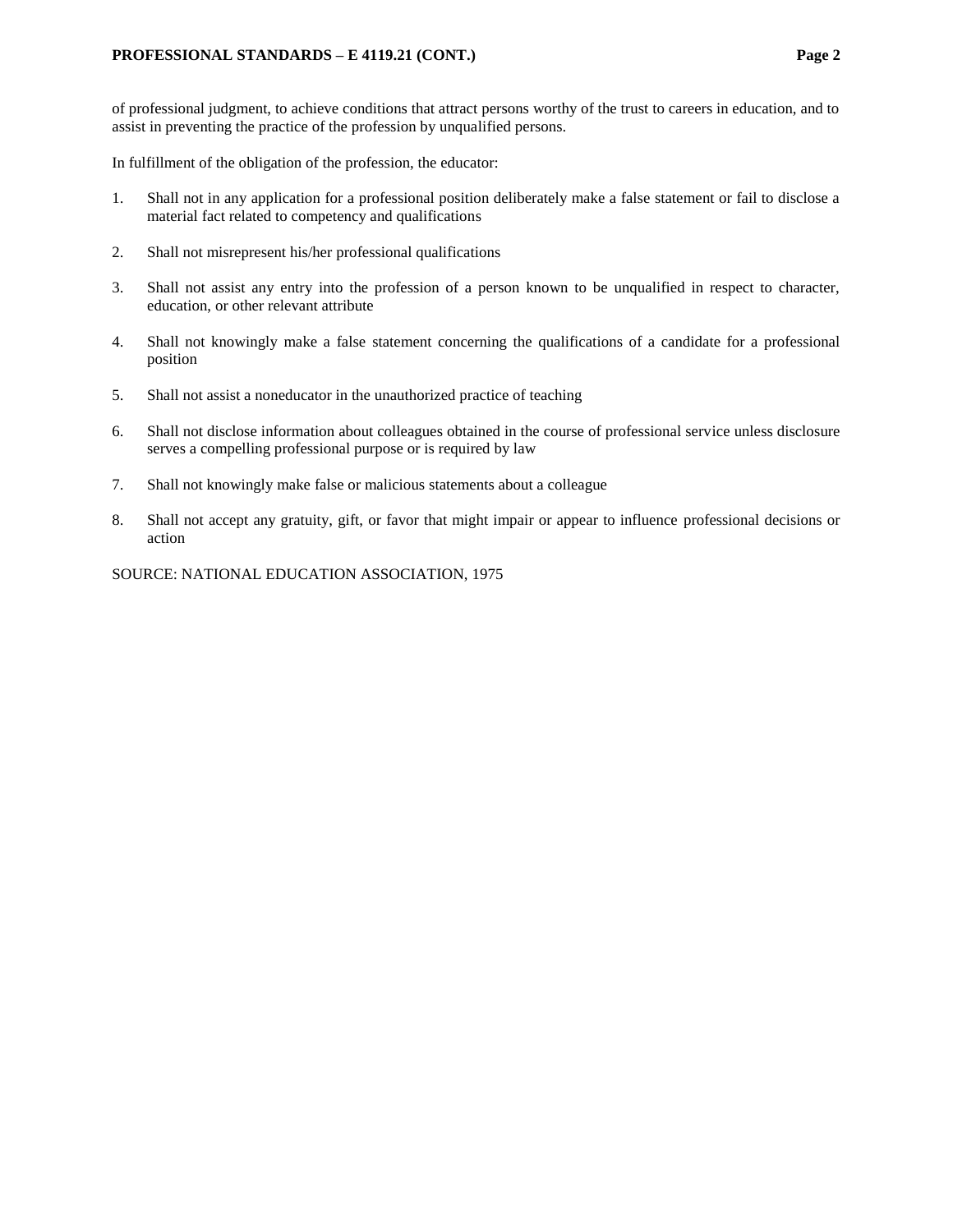of professional judgment, to achieve conditions that attract persons worthy of the trust to careers in education, and to assist in preventing the practice of the profession by unqualified persons.

In fulfillment of the obligation of the profession, the educator:

1. Shall not in any application for a professional position deliberately make a false statement or fail to disclose a material fact related to competency and qualifications

2. Shall not misrepresent his/her professional qualifications

3. Shall not assist any entry into the profession of a person known to be unqualified in respect to character, education, or other relevant attribute

4. Shall not knowingly make a false statement concerning the qualifications of a candidate for a professional position

5. Shall not assist a noneducator in the unauthorized practice of teaching

6. Shall not disclose information about colleagues obtained in the course of professional service unless disclosure serves a compelling professional purpose or is required by law

7. Shall not knowingly make false or malicious statements about a colleague

8. Shall not accept any gratuity, gift, or favor that might impair or appear to influence professional decisions or action

SOURCE: NATIONAL EDUCATION ASSOCIATION, 1975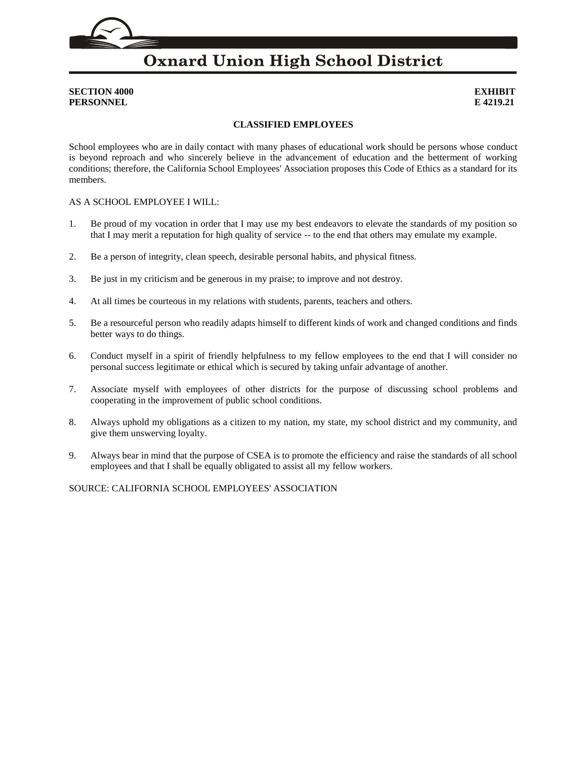# Oxnard Union High School District

**SECTION 4000**
**PERSONNEL**

**EXHIBIT**
**E 4219.21**

## CLASSIFIED EMPLOYEES

School employees who are in daily contact with many phases of educational work should be persons whose conduct is beyond reproach and who sincerely believe in the advancement of education and the betterment of working conditions; therefore, the California School Employees' Association proposes this Code of Ethics as a standard for its members.

AS A SCHOOL EMPLOYEE I WILL:

1. Be proud of my vocation in order that I may use my best endeavors to elevate the standards of my position so that I may merit a reputation for high quality of service -- to the end that others may emulate my example.

2. Be a person of integrity, clean speech, desirable personal habits, and physical fitness.

3. Be just in my criticism and be generous in my praise; to improve and not destroy.

4. At all times be courteous in my relations with students, parents, teachers and others.

5. Be a resourceful person who readily adapts himself to different kinds of work and changed conditions and finds better ways to do things.

6. Conduct myself in a spirit of friendly helpfulness to my fellow employees to the end that I will consider no personal success legitimate or ethical which is secured by taking unfair advantage of another.

7. Associate myself with employees of other districts for the purpose of discussing school problems and cooperating in the improvement of public school conditions.

8. Always uphold my obligations as a citizen to my nation, my state, my school district and my community, and give them unswerving loyalty.

9. Always bear in mind that the purpose of CSEA is to promote the efficiency and raise the standards of all school employees and that I shall be equally obligated to assist all my fellow workers.

SOURCE: CALIFORNIA SCHOOL EMPLOYEES' ASSOCIATION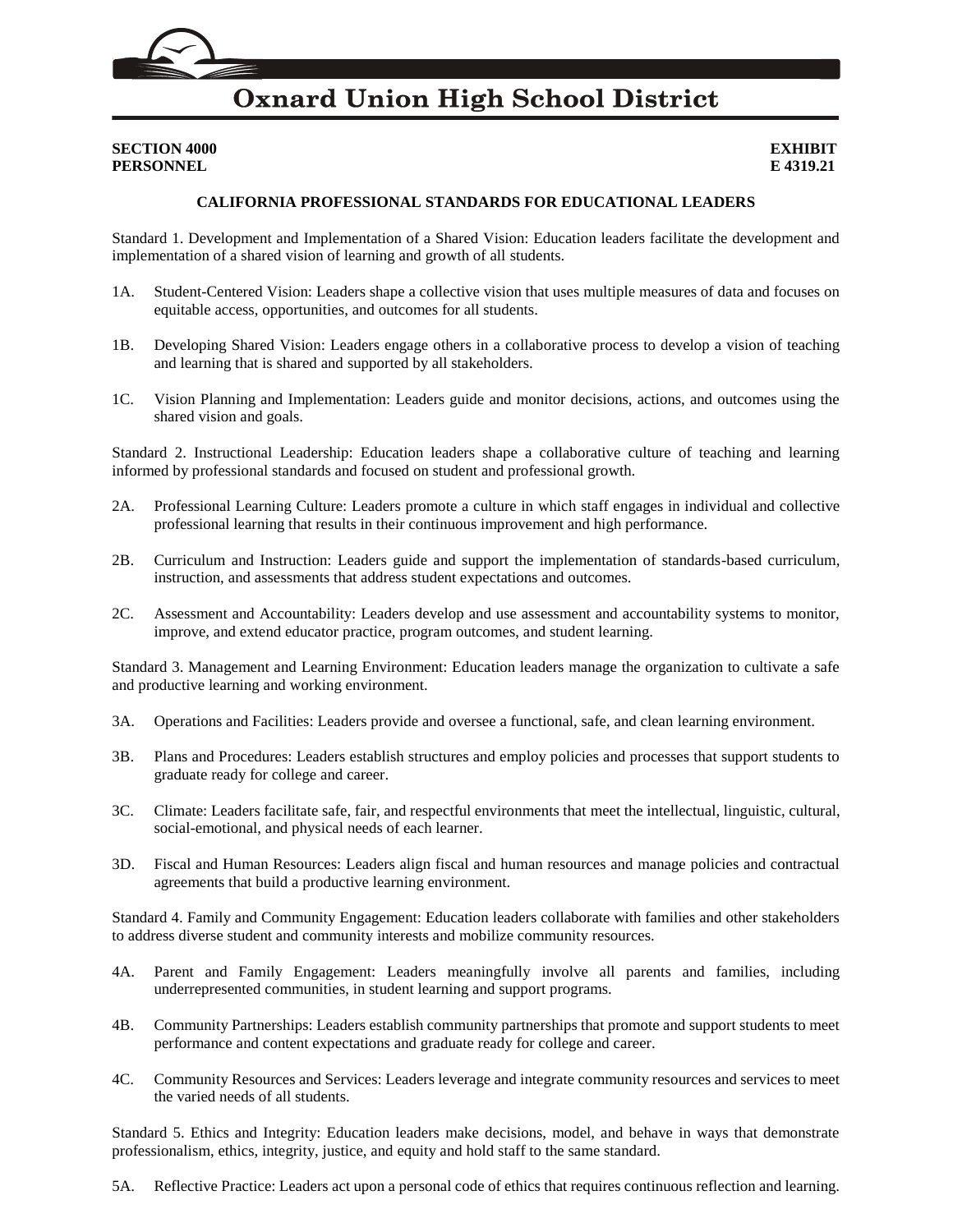**SECTION 4000**
**PERSONNEL**

**EXHIBIT**
**E 4319.21**

### CALIFORNIA PROFESSIONAL STANDARDS FOR EDUCATIONAL LEADERS

Standard 1. Development and Implementation of a Shared Vision: Education leaders facilitate the development and implementation of a shared vision of learning and growth of all students.

1A. Student-Centered Vision: Leaders shape a collective vision that uses multiple measures of data and focuses on equitable access, opportunities, and outcomes for all students.

1B. Developing Shared Vision: Leaders engage others in a collaborative process to develop a vision of teaching and learning that is shared and supported by all stakeholders.

1C. Vision Planning and Implementation: Leaders guide and monitor decisions, actions, and outcomes using the shared vision and goals.

Standard 2. Instructional Leadership: Education leaders shape a collaborative culture of teaching and learning informed by professional standards and focused on student and professional growth.

2A. Professional Learning Culture: Leaders promote a culture in which staff engages in individual and collective professional learning that results in their continuous improvement and high performance.

2B. Curriculum and Instruction: Leaders guide and support the implementation of standards-based curriculum, instruction, and assessments that address student expectations and outcomes.

2C. Assessment and Accountability: Leaders develop and use assessment and accountability systems to monitor, improve, and extend educator practice, program outcomes, and student learning.

Standard 3. Management and Learning Environment: Education leaders manage the organization to cultivate a safe and productive learning and working environment.

3A. Operations and Facilities: Leaders provide and oversee a functional, safe, and clean learning environment.

3B. Plans and Procedures: Leaders establish structures and employ policies and processes that support students to graduate ready for college and career.

3C. Climate: Leaders facilitate safe, fair, and respectful environments that meet the intellectual, linguistic, cultural, social-emotional, and physical needs of each learner.

3D. Fiscal and Human Resources: Leaders align fiscal and human resources and manage policies and contractual agreements that build a productive learning environment.

Standard 4. Family and Community Engagement: Education leaders collaborate with families and other stakeholders to address diverse student and community interests and mobilize community resources.

4A. Parent and Family Engagement: Leaders meaningfully involve all parents and families, including underrepresented communities, in student learning and support programs.

4B. Community Partnerships: Leaders establish community partnerships that promote and support students to meet performance and content expectations and graduate ready for college and career.

4C. Community Resources and Services: Leaders leverage and integrate community resources and services to meet the varied needs of all students.

Standard 5. Ethics and Integrity: Education leaders make decisions, model, and behave in ways that demonstrate professionalism, ethics, integrity, justice, and equity and hold staff to the same standard.

5A. Reflective Practice: Leaders act upon a personal code of ethics that requires continuous reflection and learning.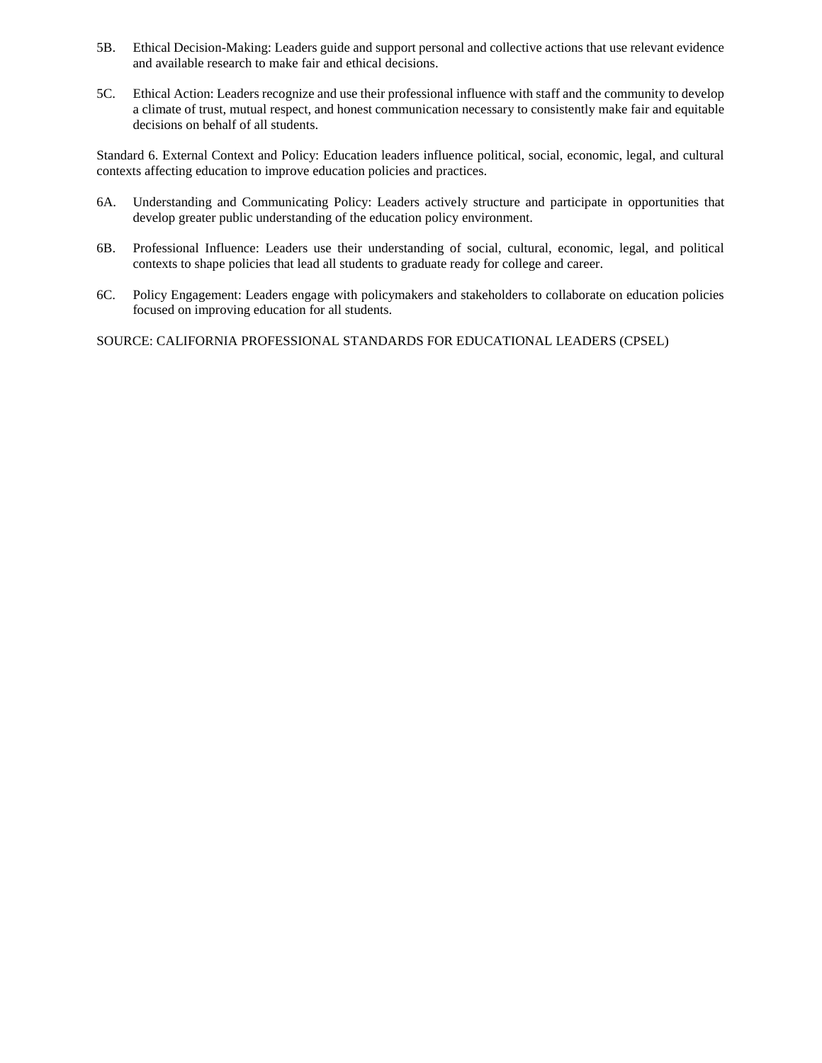5B. Ethical Decision-Making: Leaders guide and support personal and collective actions that use relevant evidence and available research to make fair and ethical decisions.

5C. Ethical Action: Leaders recognize and use their professional influence with staff and the community to develop a climate of trust, mutual respect, and honest communication necessary to consistently make fair and equitable decisions on behalf of all students.

Standard 6. External Context and Policy: Education leaders influence political, social, economic, legal, and cultural contexts affecting education to improve education policies and practices.

6A. Understanding and Communicating Policy: Leaders actively structure and participate in opportunities that develop greater public understanding of the education policy environment.

6B. Professional Influence: Leaders use their understanding of social, cultural, economic, legal, and political contexts to shape policies that lead all students to graduate ready for college and career.

6C. Policy Engagement: Leaders engage with policymakers and stakeholders to collaborate on education policies focused on improving education for all students.

SOURCE: CALIFORNIA PROFESSIONAL STANDARDS FOR EDUCATIONAL LEADERS (CPSEL)